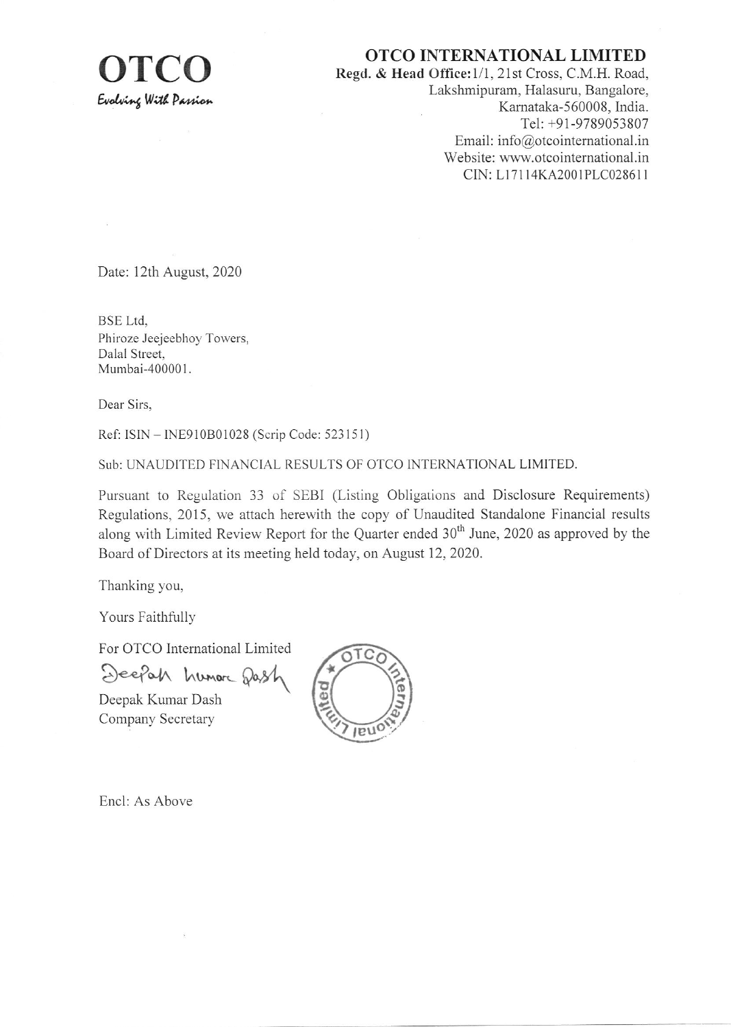**OTCO**

*Evolving With Passion*

**OTCO INTERNATIONAL LIMITED**

**Regd. & Head Office:** 1/1, 21st Cross, C.M.H. Road,
Lakshmipuram, Halasuru, Bangalore,
Karnataka-560008, India.
Tel: +91-9789053807
Email: info@otcointernational.in
Website: www.otcointernational.in
CIN: L17114KA2001PLC028611

Date: 12th August, 2020

BSE Ltd,
Phiroze Jeejeebhoy Towers,
Dalal Street,
Mumbai-400001.

Dear Sirs,

Ref: ISIN – INE910B01028 (Scrip Code: 523151)

Sub: UNAUDITED FINANCIAL RESULTS OF OTCO INTERNATIONAL LIMITED.

Pursuant to Regulation 33 of SEBI (Listing Obligations and Disclosure Requirements) Regulations, 2015, we attach herewith the copy of Unaudited Standalone Financial results along with Limited Review Report for the Quarter ended 30th June, 2020 as approved by the Board of Directors at its meeting held today, on August 12, 2020.

Thanking you,

Yours Faithfully

For OTCO International Limited

Deepak Kumar Dash
Company Secretary

Encl: As Above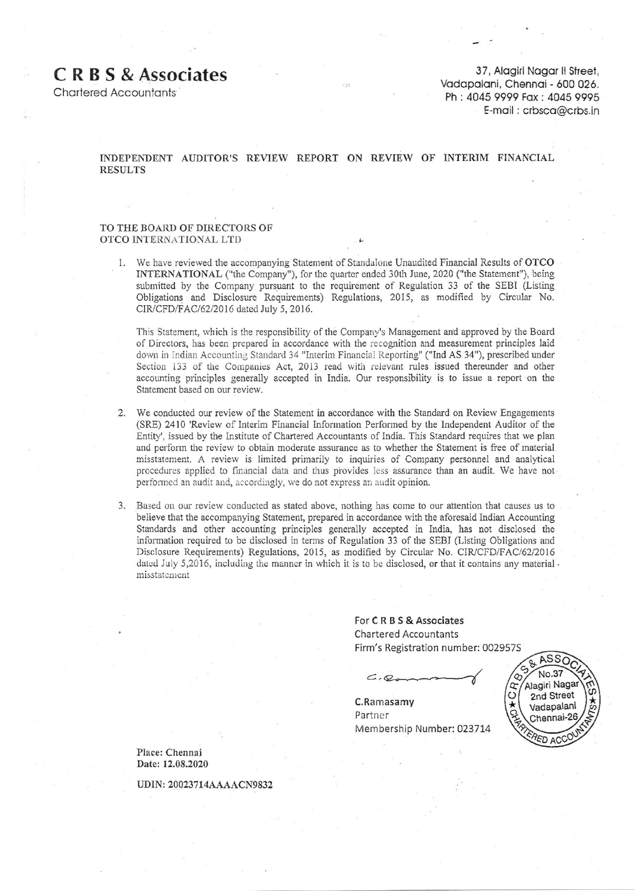# C R B S & Associates

Chartered Accountants

37, Alagiri Nagar II Street,
Vadapalani, Chennai - 600 026.
Ph : 4045 9999 Fax : 4045 9995
E-mail : crbsca@crbs.in

## INDEPENDENT AUDITOR'S REVIEW REPORT ON REVIEW OF INTERIM FINANCIAL RESULTS

TO THE BOARD OF DIRECTORS OF
OTCO INTERNATIONAL LTD

1. We have reviewed the accompanying Statement of Standalone Unaudited Financial Results of **OTCO INTERNATIONAL** ("the Company"), for the quarter ended 30th June, 2020 ("the Statement"), being submitted by the Company pursuant to the requirement of Regulation 33 of the SEBI (Listing Obligations and Disclosure Requirements) Regulations, 2015, as modified by Circular No. CIR/CFD/FAC/62/2016 dated July 5, 2016.

   This Statement, which is the responsibility of the Company's Management and approved by the Board of Directors, has been prepared in accordance with the recognition and measurement principles laid down in Indian Accounting Standard 34 "Interim Financial Reporting" ("Ind AS 34"), prescribed under Section 133 of the Companies Act, 2013 read with relevant rules issued thereunder and other accounting principles generally accepted in India. Our responsibility is to issue a report on the Statement based on our review.

2. We conducted our review of the Statement in accordance with the Standard on Review Engagements (SRE) 2410 'Review of Interim Financial Information Performed by the Independent Auditor of the Entity', issued by the Institute of Chartered Accountants of India. This Standard requires that we plan and perform the review to obtain moderate assurance as to whether the Statement is free of material misstatement. A review is limited primarily to inquiries of Company personnel and analytical procedures applied to financial data and thus provides less assurance than an audit. We have not performed an audit and, accordingly, we do not express an audit opinion.

3. Based on our review conducted as stated above, nothing has come to our attention that causes us to believe that the accompanying Statement, prepared in accordance with the aforesaid Indian Accounting Standards and other accounting principles generally accepted in India, has not disclosed the information required to be disclosed in terms of Regulation 33 of the SEBI (Listing Obligations and Disclosure Requirements) Regulations, 2015, as modified by Circular No. CIR/CFD/FAC/62/2016 dated July 5,2016, including the manner in which it is to be disclosed, or that it contains any material misstatement

For **C R B S & Associates**
Chartered Accountants
Firm's Registration number: 002957S

**C.Ramasamy**
Partner
Membership Number: 023714

Place: Chennai
Date: 12.08.2020

UDIN: 20023714AAAACN9832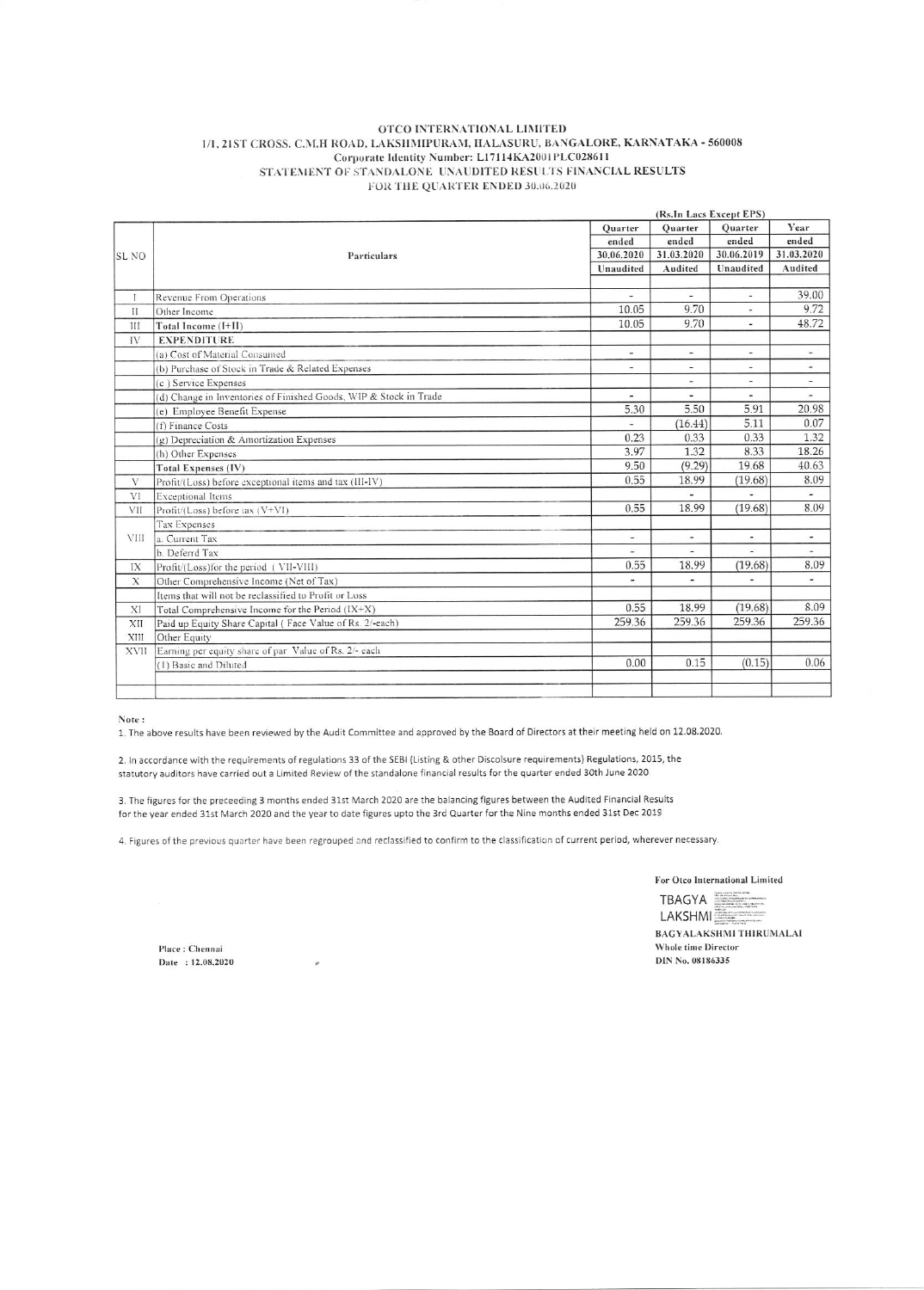# OTCO INTERNATIONAL LIMITED

1/1, 21ST CROSS, C.M.H ROAD, LAKSHMIPURAM, HALASURU, BANGALORE, KARNATAKA - 560008

Corporate Identity Number: L17114KA2001PLC028611

STATEMENT OF STANDALONE UNAUDITED RESULTS FINANCIAL RESULTS

FOR THE QUARTER ENDED 30.06.2020

(Rs.In Lacs Except EPS)

| SL NO | Particulars | Quarter ended 30.06.2020 Unaudited | Quarter ended 31.03.2020 Audited | Quarter ended 30.06.2019 Unaudited | Year ended 31.03.2020 Audited |
|---|---|---|---|---|---|
| I | Revenue From Operations | - | - | - | 39.00 |
| II | Other Income | 10.05 | 9.70 | - | 9.72 |
| III | **Total Income (I+II)** | 10.05 | 9.70 | - | 48.72 |
| IV | **EXPENDITURE** | | | | |
| | (a) Cost of Material Consumed | - | - | - | - |
| | (b) Purchase of Stock in Trade & Related Expenses | - | - | - | - |
| | (c ) Service Expenses | | - | - | - |
| | (d) Change in Inventories of Finished Goods, WIP & Stock in Trade | - | - | - | - |
| | (e) Employee Benefit Expense | 5.30 | 5.50 | 5.91 | 20.98 |
| | (f) Finance Costs | - | (16.44) | 5.11 | 0.07 |
| | (g) Depreciation & Amortization Expenses | 0.23 | 0.33 | 0.33 | 1.32 |
| | (h) Other Expenses | 3.97 | 1.32 | 8.33 | 18.26 |
| | **Total Expenses (IV)** | 9.50 | (9.29) | 19.68 | 40.63 |
| V | Profit/(Loss) before exceptional items and tax (III-IV) | 0.55 | 18.99 | (19.68) | 8.09 |
| VI | Exceptional Items | | - | - | - |
| VII | Profit/(Loss) before tax (V+VI) | 0.55 | 18.99 | (19.68) | 8.09 |
| VIII | Tax Expenses | | | | |
| | a. Current Tax | - | - | - | - |
| | b. Deferrd Tax | - | - | - | - |
| IX | Profit/(Loss)for the period ( VII-VIII) | 0.55 | 18.99 | (19.68) | 8.09 |
| X | Other Comprehensive Income (Net of Tax) | - | - | - | - |
| | Items that will not be reclassified to Profit or Loss | | | | |
| XI | Total Comprehensive Income for the Period (IX+X) | 0.55 | 18.99 | (19.68) | 8.09 |
| XII | Paid up Equity Share Capital ( Face Value of Rs. 2/-each) | 259.36 | 259.36 | 259.36 | 259.36 |
| XIII | Other Equity | | | | |
| XVII | Earning per equity share of par Value of Rs. 2/- each | | | | |
| | (1) Basic and Diluted | 0.00 | 0.15 | (0.15) | 0.06 |

Note :

1. The above results have been reviewed by the Audit Committee and approved by the Board of Directors at their meeting held on 12.08.2020.

2. In accordance with the requirements of regulations 33 of the SEBI (Listing & other Discolsure requirements) Regulations, 2015, the statutory auditors have carried out a Limited Review of the standalone financial results for the quarter ended 30th June 2020

3. The figures for the preceeding 3 months ended 31st March 2020 are the balancing figures between the Audited Financial Results for the year ended 31st March 2020 and the year to date figures upto the 3rd Quarter for the Nine months ended 31st Dec 2019

4. Figures of the previous quarter have been regrouped and reclassified to confirm to the classification of current period, wherever necessary.

For Otco International Limited

TBAGYA LAKSHMI

BAGYALAKSHMI THIRUMALAI
Whole time Director
DIN No. 08186335

Place : Chennai
Date : 12.08.2020